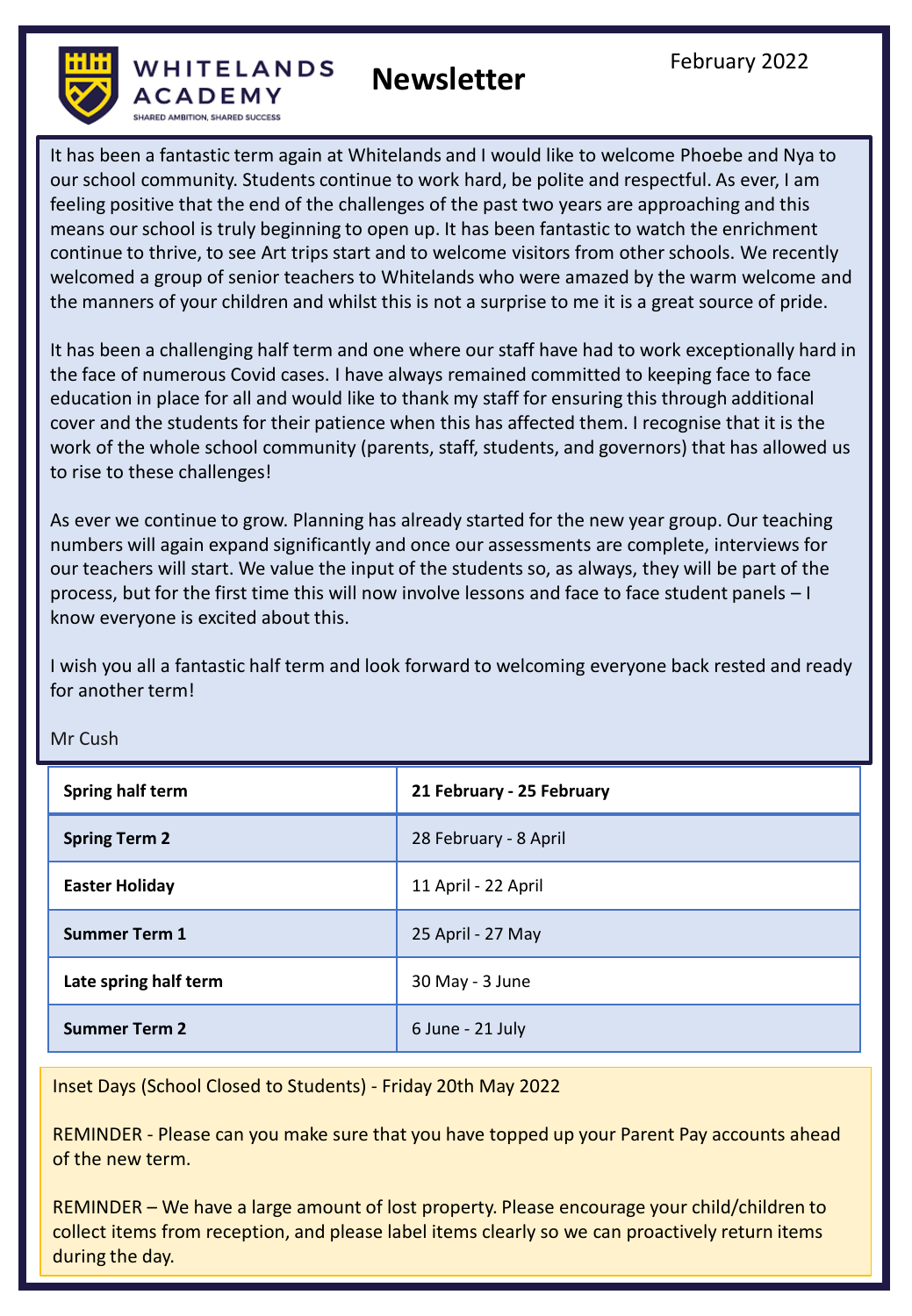WHITELANDS ACADEMY

SHARED AMBITION, SHARED SUCCESS

# Newsletter

February 2022

It has been a fantastic term again at Whitelands and I would like to welcome Phoebe and Nya to our school community. Students continue to work hard, be polite and respectful. As ever, I am feeling positive that the end of the challenges of the past two years are approaching and this means our school is truly beginning to open up. It has been fantastic to watch the enrichment continue to thrive, to see Art trips start and to welcome visitors from other schools. We recently welcomed a group of senior teachers to Whitelands who were amazed by the warm welcome and the manners of your children and whilst this is not a surprise to me it is a great source of pride.

It has been a challenging half term and one where our staff have had to work exceptionally hard in the face of numerous Covid cases. I have always remained committed to keeping face to face education in place for all and would like to thank my staff for ensuring this through additional cover and the students for their patience when this has affected them. I recognise that it is the work of the whole school community (parents, staff, students, and governors) that has allowed us to rise to these challenges!

As ever we continue to grow. Planning has already started for the new year group. Our teaching numbers will again expand significantly and once our assessments are complete, interviews for our teachers will start. We value the input of the students so, as always, they will be part of the process, but for the first time this will now involve lessons and face to face student panels – I know everyone is excited about this.

I wish you all a fantastic half term and look forward to welcoming everyone back rested and ready for another term!

Mr Cush

| **Spring half term** | **21 February - 25 February** |
| --- | --- |
| **Spring Term 2** | 28 February - 8 April |
| **Easter Holiday** | 11 April - 22 April |
| **Summer Term 1** | 25 April - 27 May |
| **Late spring half term** | 30 May - 3 June |
| **Summer Term 2** | 6 June - 21 July |

Inset Days (School Closed to Students) - Friday 20th May 2022

REMINDER - Please can you make sure that you have topped up your Parent Pay accounts ahead of the new term.

REMINDER – We have a large amount of lost property. Please encourage your child/children to collect items from reception, and please label items clearly so we can proactively return items during the day.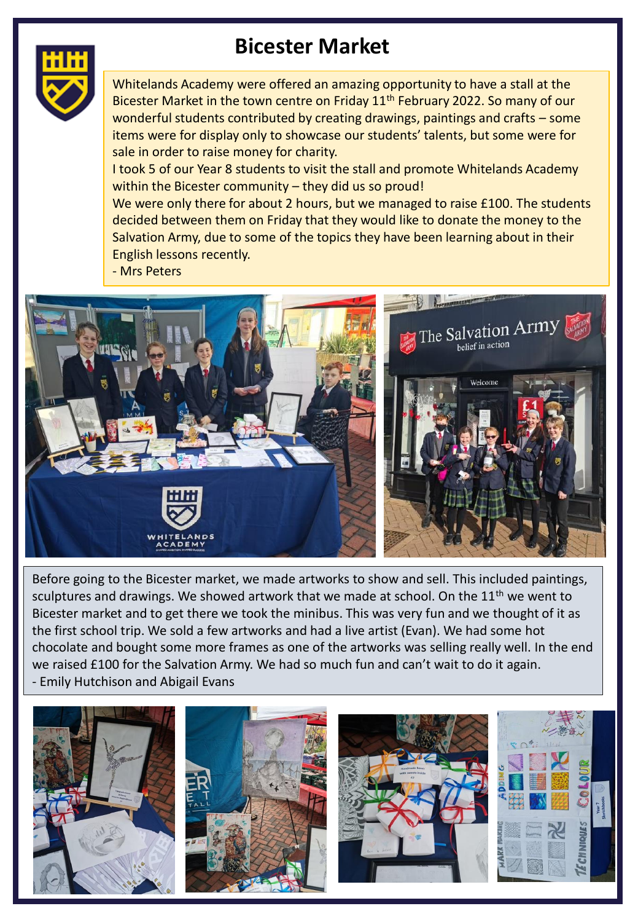# Bicester Market

Whitelands Academy were offered an amazing opportunity to have a stall at the Bicester Market in the town centre on Friday 11th February 2022. So many of our wonderful students contributed by creating drawings, paintings and crafts – some items were for display only to showcase our students' talents, but some were for sale in order to raise money for charity.

I took 5 of our Year 8 students to visit the stall and promote Whitelands Academy within the Bicester community – they did us so proud!

We were only there for about 2 hours, but we managed to raise £100. The students decided between them on Friday that they would like to donate the money to the Salvation Army, due to some of the topics they have been learning about in their English lessons recently.

- Mrs Peters

Before going to the Bicester market, we made artworks to show and sell. This included paintings, sculptures and drawings. We showed artwork that we made at school. On the 11th we went to Bicester market and to get there we took the minibus. This was very fun and we thought of it as the first school trip. We sold a few artworks and had a live artist (Evan). We had some hot chocolate and bought some more frames as one of the artworks was selling really well. In the end we raised £100 for the Salvation Army. We had so much fun and can't wait to do it again.

- Emily Hutchison and Abigail Evans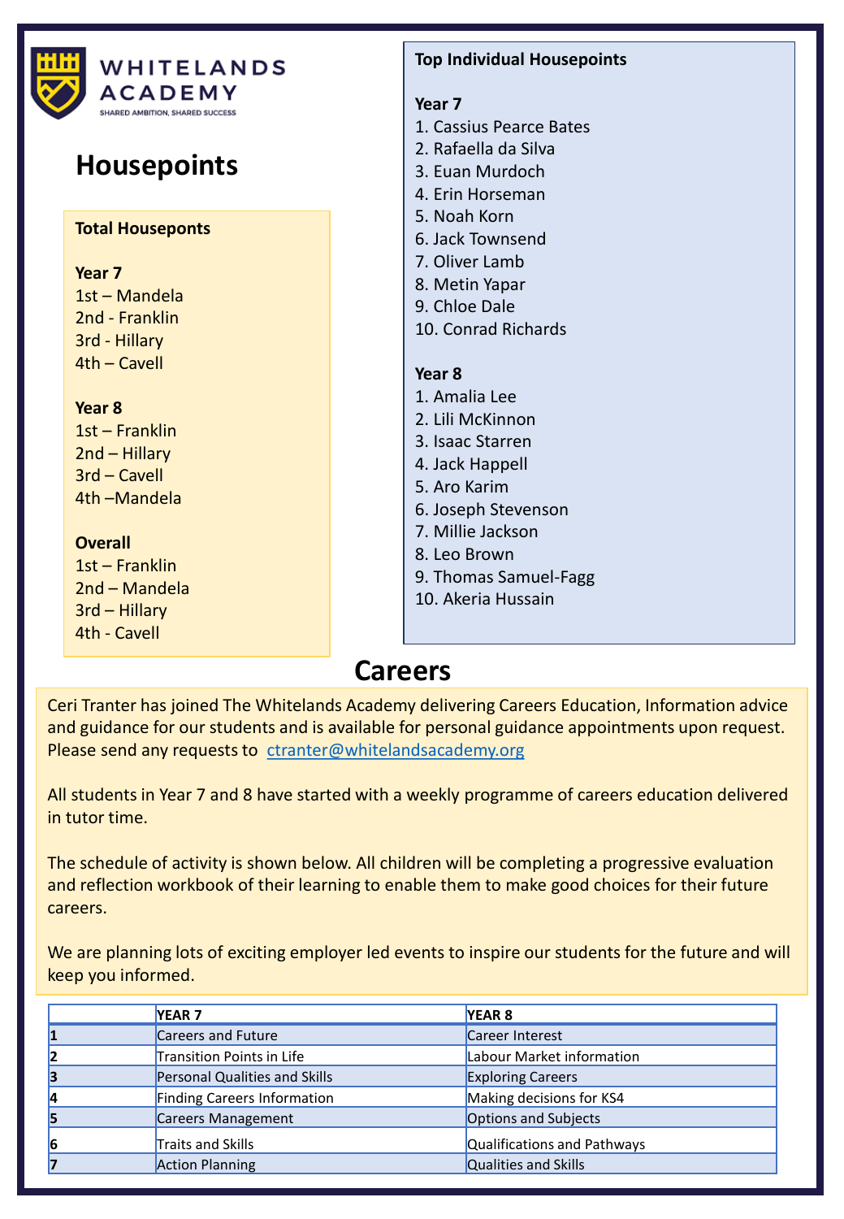WHITELANDS ACADEMY
SHARED AMBITION, SHARED SUCCESS

# Housepoints

**Total Houseponts**

**Year 7**
1st – Mandela
2nd - Franklin
3rd - Hillary
4th – Cavell

**Year 8**
1st – Franklin
2nd – Hillary
3rd – Cavell
4th –Mandela

**Overall**
1st – Franklin
2nd – Mandela
3rd – Hillary
4th - Cavell

**Top Individual Housepoints**

**Year 7**
1. Cassius Pearce Bates
2. Rafaella da Silva
3. Euan Murdoch
4. Erin Horseman
5. Noah Korn
6. Jack Townsend
7. Oliver Lamb
8. Metin Yapar
9. Chloe Dale
10. Conrad Richards

**Year 8**
1. Amalia Lee
2. Lili McKinnon
3. Isaac Starren
4. Jack Happell
5. Aro Karim
6. Joseph Stevenson
7. Millie Jackson
8. Leo Brown
9. Thomas Samuel-Fagg
10. Akeria Hussain

# Careers

Ceri Tranter has joined The Whitelands Academy delivering Careers Education, Information advice and guidance for our students and is available for personal guidance appointments upon request. Please send any requests to ctranter@whitelandsacademy.org

All students in Year 7 and 8 have started with a weekly programme of careers education delivered in tutor time.

The schedule of activity is shown below. All children will be completing a progressive evaluation and reflection workbook of their learning to enable them to make good choices for their future careers.

We are planning lots of exciting employer led events to inspire our students for the future and will keep you informed.

| | YEAR 7 | YEAR 8 |
|---|---|---|
| 1 | Careers and Future | Career Interest |
| 2 | Transition Points in Life | Labour Market information |
| 3 | Personal Qualities and Skills | Exploring Careers |
| 4 | Finding Careers Information | Making decisions for KS4 |
| 5 | Careers Management | Options and Subjects |
| 6 | Traits and Skills | Qualifications and Pathways |
| 7 | Action Planning | Qualities and Skills |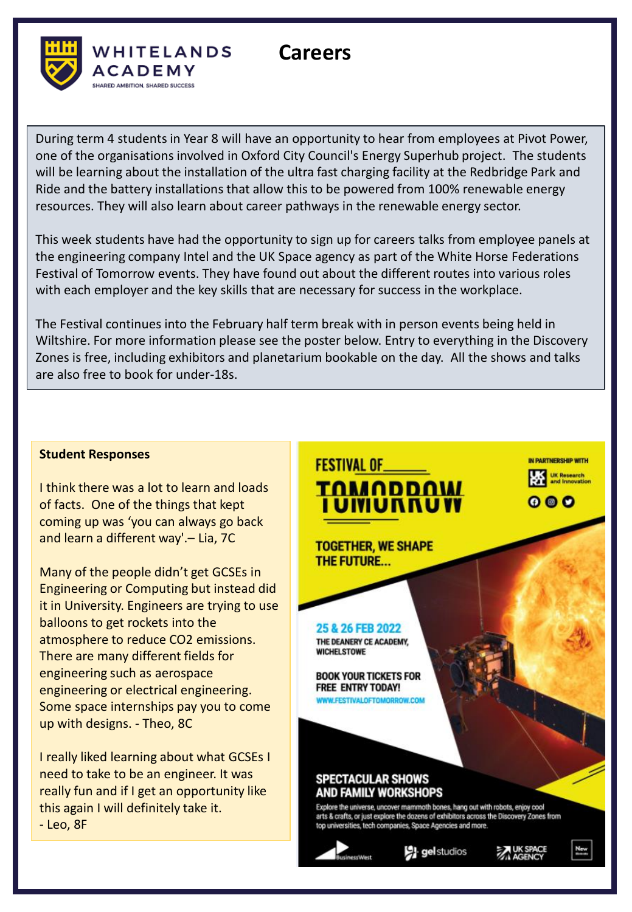WHITELANDS ACADEMY

SHARED AMBITION, SHARED SUCCESS

# Careers

During term 4 students in Year 8 will have an opportunity to hear from employees at Pivot Power, one of the organisations involved in Oxford City Council's Energy Superhub project. The students will be learning about the installation of the ultra fast charging facility at the Redbridge Park and Ride and the battery installations that allow this to be powered from 100% renewable energy resources. They will also learn about career pathways in the renewable energy sector.

This week students have had the opportunity to sign up for careers talks from employee panels at the engineering company Intel and the UK Space agency as part of the White Horse Federations Festival of Tomorrow events. They have found out about the different routes into various roles with each employer and the key skills that are necessary for success in the workplace.

The Festival continues into the February half term break with in person events being held in Wiltshire. For more information please see the poster below. Entry to everything in the Discovery Zones is free, including exhibitors and planetarium bookable on the day. All the shows and talks are also free to book for under-18s.

**Student Responses**

I think there was a lot to learn and loads of facts. One of the things that kept coming up was 'you can always go back and learn a different way'.– Lia, 7C

Many of the people didn't get GCSEs in Engineering or Computing but instead did it in University. Engineers are trying to use balloons to get rockets into the atmosphere to reduce CO2 emissions. There are many different fields for engineering such as aerospace engineering or electrical engineering. Some space internships pay you to come up with designs. - Theo, 8C

I really liked learning about what GCSEs I need to take to be an engineer. It was really fun and if I get an opportunity like this again I will definitely take it.
- Leo, 8F

FESTIVAL OF TOMORROW

IN PARTNERSHIP WITH UK Research and Innovation

TOGETHER, WE SHAPE THE FUTURE...

25 & 26 FEB 2022

THE DEANERY CE ACADEMY, WICHELSTOWE

BOOK YOUR TICKETS FOR FREE ENTRY TODAY!

WWW.FESTIVALOFTOMORROW.COM

SPECTACULAR SHOWS AND FAMILY WORKSHOPS

Explore the universe, uncover mammoth bones, hang out with robots, enjoy cool arts & crafts, or just explore the dozens of exhibitors across the Discovery Zones from top universities, tech companies, Space Agencies and more.

BusinessWest | gelstudios | UK SPACE AGENCY | New Museum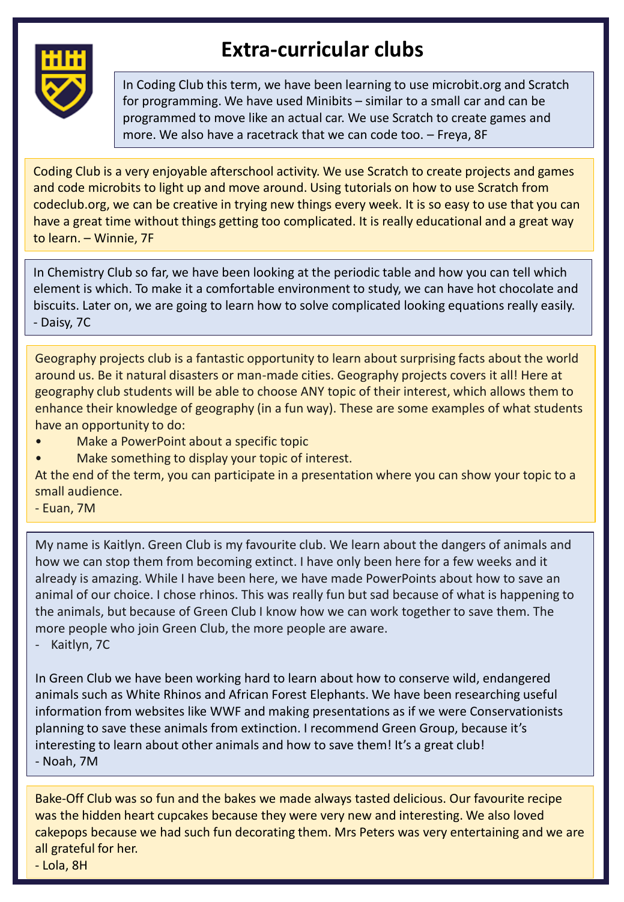# Extra-curricular clubs

In Coding Club this term, we have been learning to use microbit.org and Scratch for programming. We have used Minibits – similar to a small car and can be programmed to move like an actual car. We use Scratch to create games and more. We also have a racetrack that we can code too. – Freya, 8F

Coding Club is a very enjoyable afterschool activity. We use Scratch to create projects and games and code microbits to light up and move around. Using tutorials on how to use Scratch from codeclub.org, we can be creative in trying new things every week. It is so easy to use that you can have a great time without things getting too complicated. It is really educational and a great way to learn. – Winnie, 7F

In Chemistry Club so far, we have been looking at the periodic table and how you can tell which element is which. To make it a comfortable environment to study, we can have hot chocolate and biscuits. Later on, we are going to learn how to solve complicated looking equations really easily.
- Daisy, 7C

Geography projects club is a fantastic opportunity to learn about surprising facts about the world around us. Be it natural disasters or man-made cities. Geography projects covers it all! Here at geography club students will be able to choose ANY topic of their interest, which allows them to enhance their knowledge of geography (in a fun way). These are some examples of what students have an opportunity to do:

- Make a PowerPoint about a specific topic
- Make something to display your topic of interest.

At the end of the term, you can participate in a presentation where you can show your topic to a small audience.
- Euan, 7M

My name is Kaitlyn. Green Club is my favourite club. We learn about the dangers of animals and how we can stop them from becoming extinct. I have only been here for a few weeks and it already is amazing. While I have been here, we have made PowerPoints about how to save an animal of our choice. I chose rhinos. This was really fun but sad because of what is happening to the animals, but because of Green Club I know how we can work together to save them. The more people who join Green Club, the more people are aware.
- Kaitlyn, 7C

In Green Club we have been working hard to learn about how to conserve wild, endangered animals such as White Rhinos and African Forest Elephants. We have been researching useful information from websites like WWF and making presentations as if we were Conservationists planning to save these animals from extinction. I recommend Green Group, because it's interesting to learn about other animals and how to save them! It's a great club!
- Noah, 7M

Bake-Off Club was so fun and the bakes we made always tasted delicious. Our favourite recipe was the hidden heart cupcakes because they were very new and interesting. We also loved cakepops because we had such fun decorating them. Mrs Peters was very entertaining and we are all grateful for her.
- Lola, 8H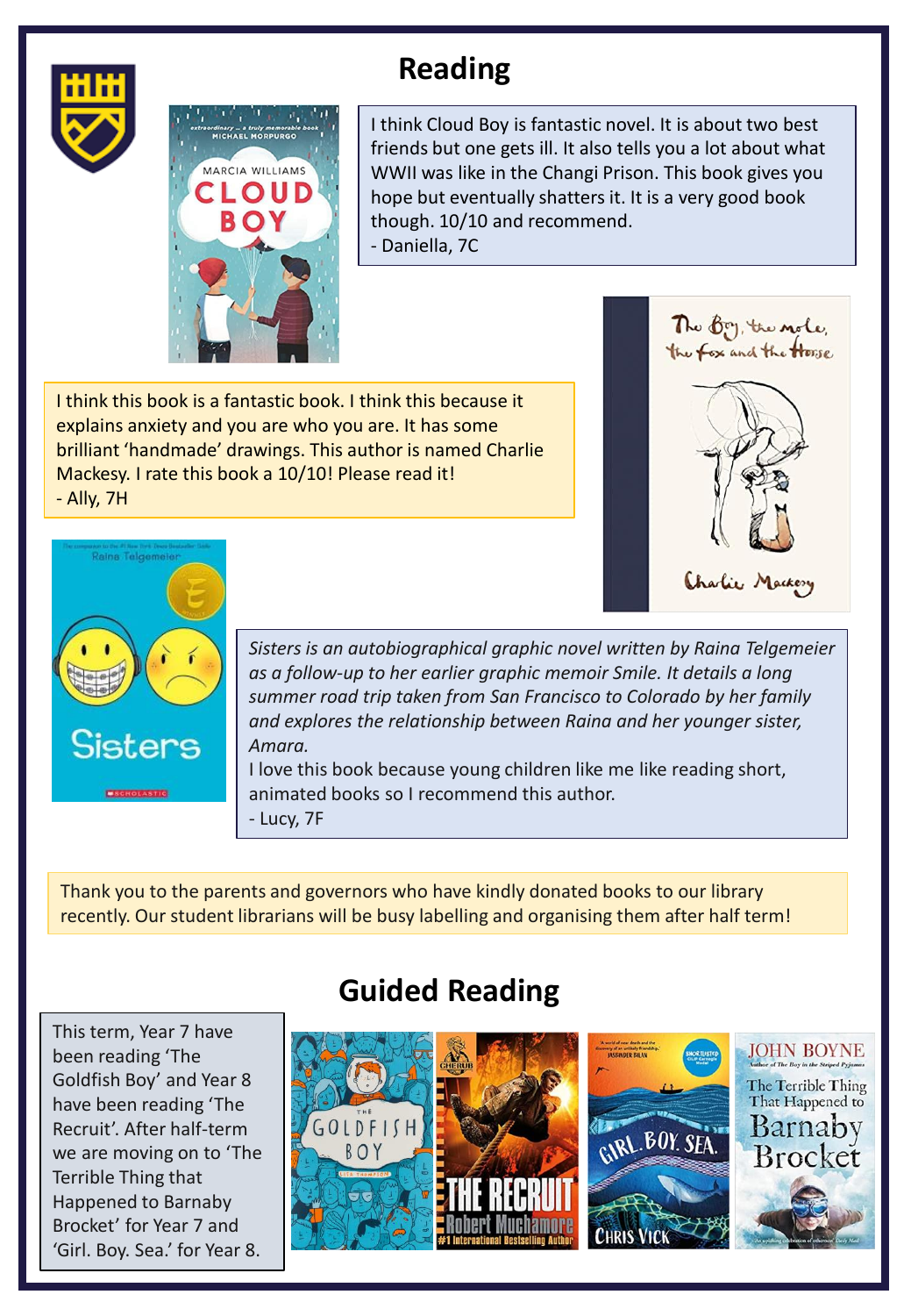## Reading

I think Cloud Boy is fantastic novel. It is about two best friends but one gets ill. It also tells you a lot about what WWII was like in the Changi Prison. This book gives you hope but eventually shatters it. It is a very good book though. 10/10 and recommend.
- Daniella, 7C

I think this book is a fantastic book. I think this because it explains anxiety and you are who you are. It has some brilliant 'handmade' drawings. This author is named Charlie Mackesy. I rate this book a 10/10! Please read it!
- Ally, 7H

*Sisters is an autobiographical graphic novel written by Raina Telgemeier as a follow-up to her earlier graphic memoir Smile. It details a long summer road trip taken from San Francisco to Colorado by her family and explores the relationship between Raina and her younger sister, Amara.*

I love this book because young children like me like reading short, animated books so I recommend this author.
- Lucy, 7F

Thank you to the parents and governors who have kindly donated books to our library recently. Our student librarians will be busy labelling and organising them after half term!

## Guided Reading

This term, Year 7 have been reading 'The Goldfish Boy' and Year 8 have been reading 'The Recruit'. After half-term we are moving on to 'The Terrible Thing that Happened to Barnaby Brocket' for Year 7 and 'Girl. Boy. Sea.' for Year 8.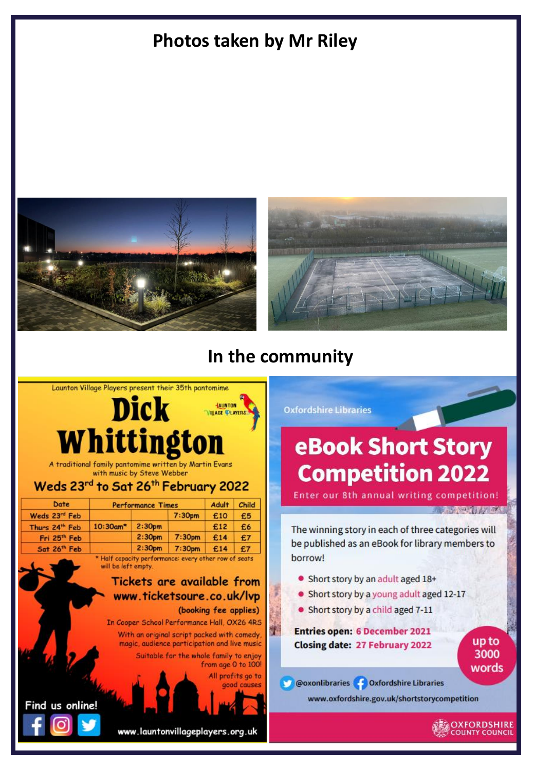# Photos taken by Mr Riley

# In the community

Launton Village Players present their 35th pantomime

## Dick Whittington

LAUNTON VILLAGE PLAYERS

A traditional family pantomime written by Martin Evans with music by Steve Webber

**Weds 23rd to Sat 26th February 2022**

| Date | Performance Times | | | Adult | Child |
|---|---|---|---|---|---|
| Weds 23rd Feb | | | 7:30pm | £10 | £5 |
| Thurs 24th Feb | 10:30am* | 2:30pm | | £12 | £6 |
| Fri 25th Feb | | 2:30pm | 7:30pm | £14 | £7 |
| Sat 26th Feb | | 2:30pm | 7:30pm | £14 | £7 |

\* Half capacity performance: every other row of seats will be left empty.

**Tickets are available from www.ticketsoure.co.uk/lvp** (booking fee applies)

In Cooper School Performance Hall, OX26 4RS

With an original script packed with comedy, magic, audience participation and live music

Suitable for the whole family to enjoy from age 0 to 100!

All profits go to good causes

Find us online!

www.launtonvillageplayers.org.uk

Oxfordshire Libraries

## eBook Short Story Competition 2022

Enter our 8th annual writing competition!

The winning story in each of three categories will be published as an eBook for library members to borrow!

- Short story by an adult aged 18+
- Short story by a young adult aged 12-17
- Short story by a child aged 7-11

**Entries open:** 6 December 2021
**Closing date:** 27 February 2022

up to 3000 words

@oxonlibraries Oxfordshire Libraries

www.oxfordshire.gov.uk/shortstorycompetition

OXFORDSHIRE COUNTY COUNCIL